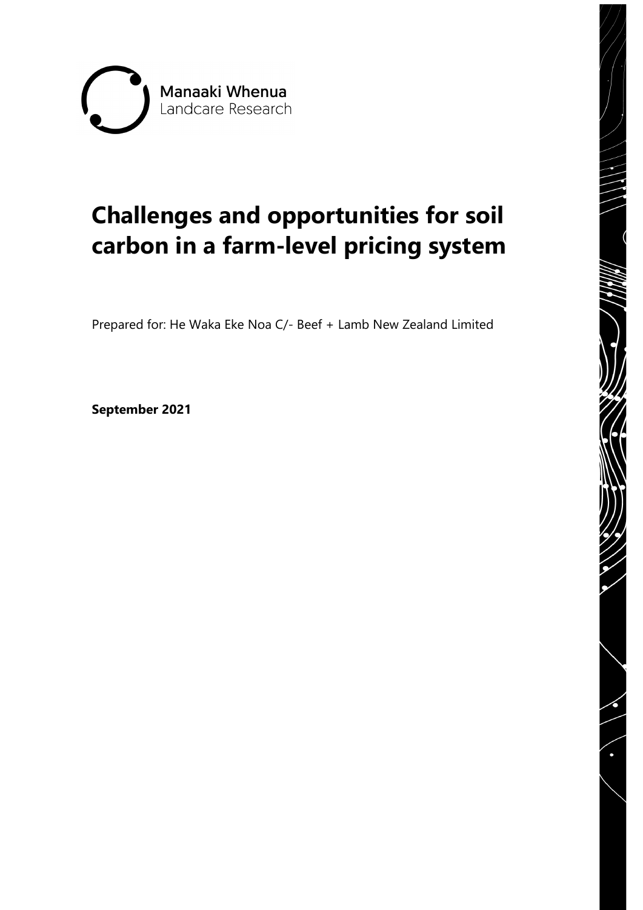Manaaki Whenua
Landcare Research

# Challenges and opportunities for soil carbon in a farm-level pricing system

Prepared for: He Waka Eke Noa C/- Beef + Lamb New Zealand Limited

**September 2021**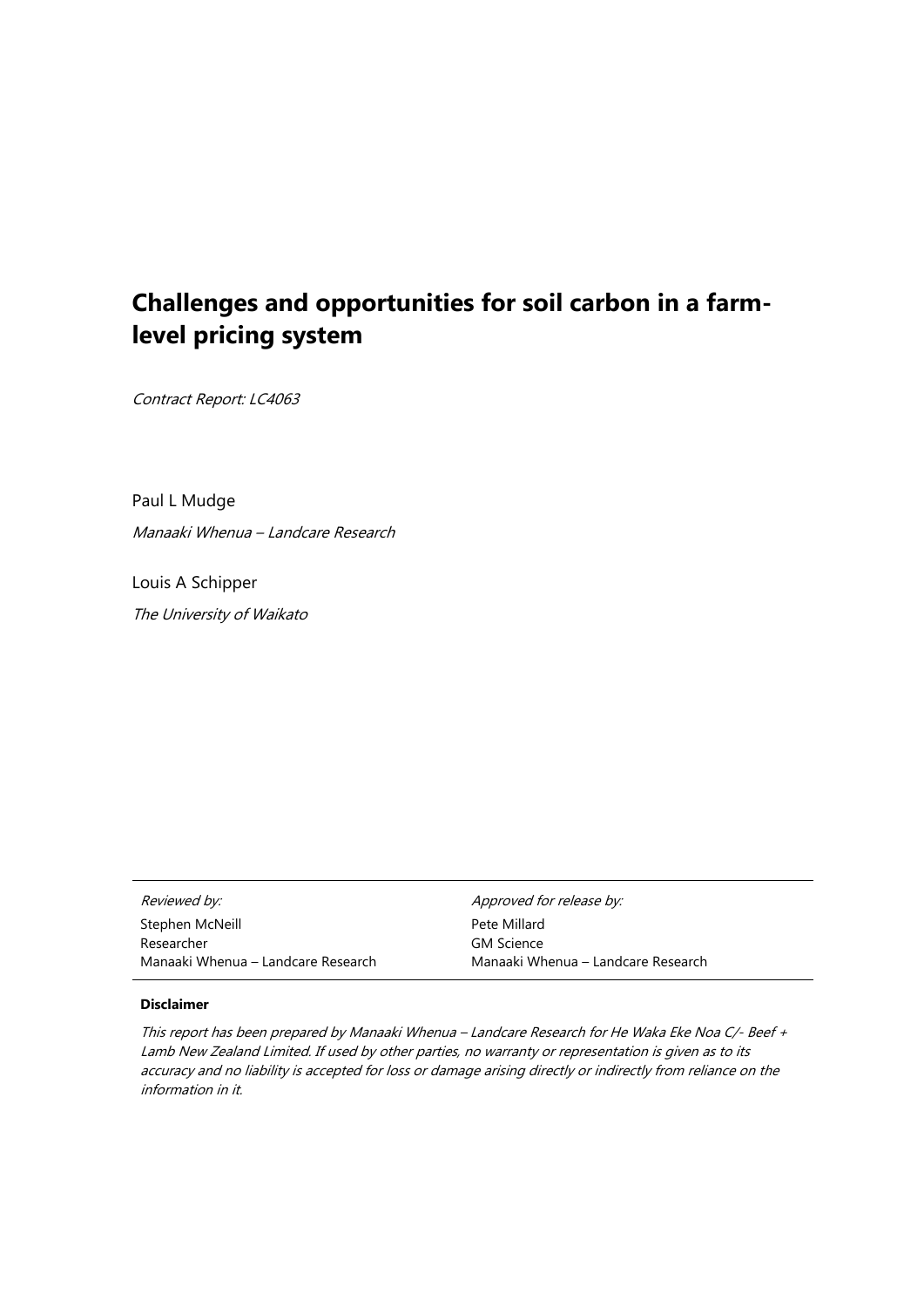# Challenges and opportunities for soil carbon in a farm-level pricing system

*Contract Report: LC4063*

Paul L Mudge

*Manaaki Whenua – Landcare Research*

Louis A Schipper

*The University of Waikato*

| *Reviewed by:* | *Approved for release by:* |
|---|---|
| Stephen McNeill | Pete Millard |
| Researcher | GM Science |
| Manaaki Whenua – Landcare Research | Manaaki Whenua – Landcare Research |

**Disclaimer**

*This report has been prepared by Manaaki Whenua – Landcare Research for He Waka Eke Noa C/- Beef + Lamb New Zealand Limited. If used by other parties, no warranty or representation is given as to its accuracy and no liability is accepted for loss or damage arising directly or indirectly from reliance on the information in it.*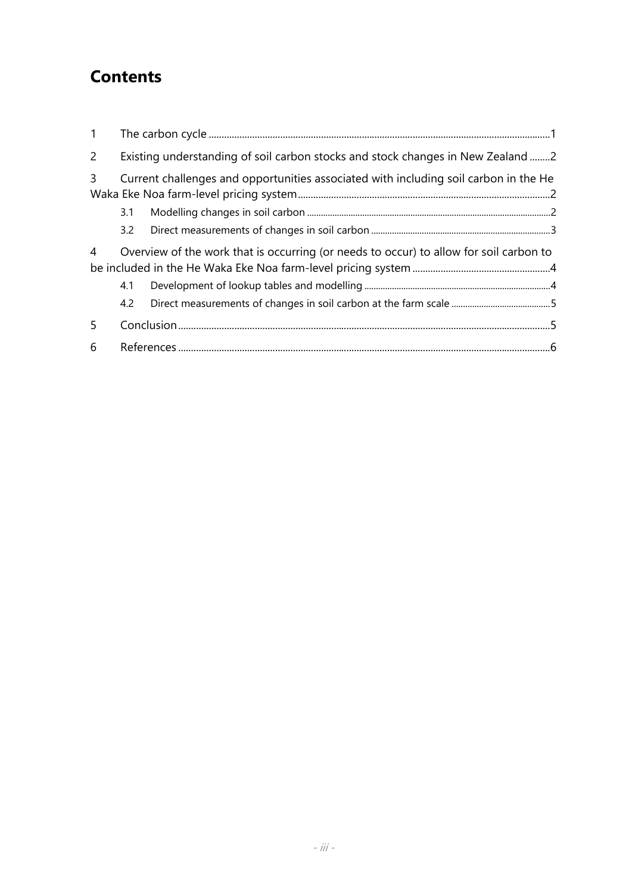# Contents

1 The carbon cycle ........................................................................................................................1

2 Existing understanding of soil carbon stocks and stock changes in New Zealand ........2

3 Current challenges and opportunities associated with including soil carbon in the He Waka Eke Noa farm-level pricing system ...................................................................................................2

- 3.1 Modelling changes in soil carbon ........................................................................................................2
- 3.2 Direct measurements of changes in soil carbon ..............................................................................3

4 Overview of the work that is occurring (or needs to occur) to allow for soil carbon to be included in the He Waka Eke Noa farm-level pricing system ......................................................4

- 4.1 Development of lookup tables and modelling .................................................................................4
- 4.2 Direct measurements of changes in soil carbon at the farm scale ............................................5

5 Conclusion ..................................................................................................................................5

6 References ..................................................................................................................................6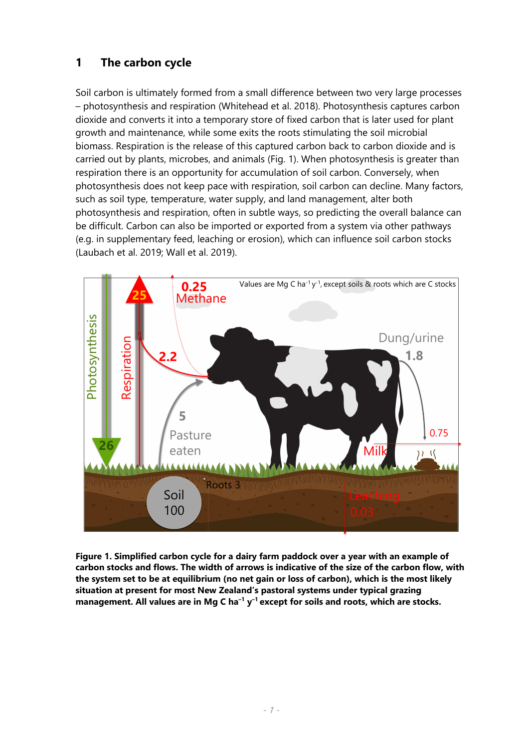# 1 The carbon cycle

Soil carbon is ultimately formed from a small difference between two very large processes – photosynthesis and respiration (Whitehead et al. 2018). Photosynthesis captures carbon dioxide and converts it into a temporary store of fixed carbon that is later used for plant growth and maintenance, while some exits the roots stimulating the soil microbial biomass. Respiration is the release of this captured carbon back to carbon dioxide and is carried out by plants, microbes, and animals (Fig. 1). When photosynthesis is greater than respiration there is an opportunity for accumulation of soil carbon. Conversely, when photosynthesis does not keep pace with respiration, soil carbon can decline. Many factors, such as soil type, temperature, water supply, and land management, alter both photosynthesis and respiration, often in subtle ways, so predicting the overall balance can be difficult. Carbon can also be imported or exported from a system via other pathways (e.g. in supplementary feed, leaching or erosion), which can influence soil carbon stocks (Laubach et al. 2019; Wall et al. 2019).

**Figure 1. Simplified carbon cycle for a dairy farm paddock over a year with an example of carbon stocks and flows. The width of arrows is indicative of the size of the carbon flow, with the system set to be at equilibrium (no net gain or loss of carbon), which is the most likely situation at present for most New Zealand's pastoral systems under typical grazing management. All values are in Mg C ha$^{-1}$ y$^{-1}$ except for soils and roots, which are stocks.**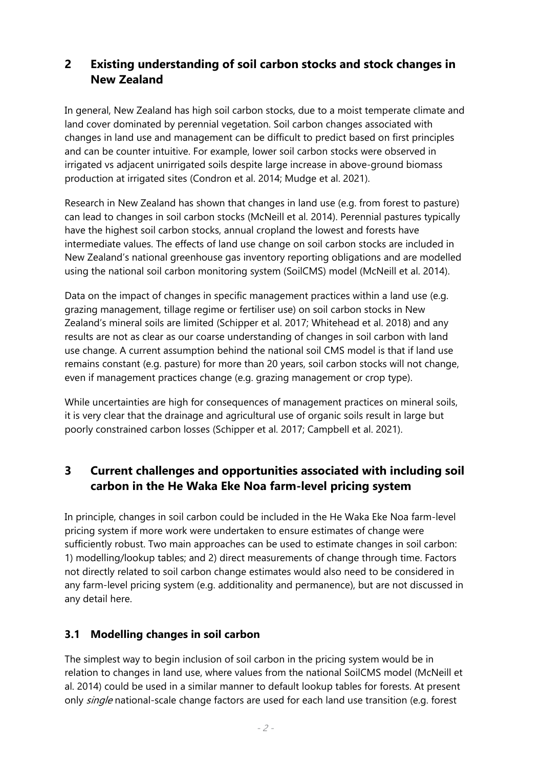## 2 Existing understanding of soil carbon stocks and stock changes in New Zealand

In general, New Zealand has high soil carbon stocks, due to a moist temperate climate and land cover dominated by perennial vegetation. Soil carbon changes associated with changes in land use and management can be difficult to predict based on first principles and can be counter intuitive. For example, lower soil carbon stocks were observed in irrigated vs adjacent unirrigated soils despite large increase in above-ground biomass production at irrigated sites (Condron et al. 2014; Mudge et al. 2021).

Research in New Zealand has shown that changes in land use (e.g. from forest to pasture) can lead to changes in soil carbon stocks (McNeill et al. 2014). Perennial pastures typically have the highest soil carbon stocks, annual cropland the lowest and forests have intermediate values. The effects of land use change on soil carbon stocks are included in New Zealand's national greenhouse gas inventory reporting obligations and are modelled using the national soil carbon monitoring system (SoilCMS) model (McNeill et al. 2014).

Data on the impact of changes in specific management practices within a land use (e.g. grazing management, tillage regime or fertiliser use) on soil carbon stocks in New Zealand's mineral soils are limited (Schipper et al. 2017; Whitehead et al. 2018) and any results are not as clear as our coarse understanding of changes in soil carbon with land use change. A current assumption behind the national soil CMS model is that if land use remains constant (e.g. pasture) for more than 20 years, soil carbon stocks will not change, even if management practices change (e.g. grazing management or crop type).

While uncertainties are high for consequences of management practices on mineral soils, it is very clear that the drainage and agricultural use of organic soils result in large but poorly constrained carbon losses (Schipper et al. 2017; Campbell et al. 2021).

## 3 Current challenges and opportunities associated with including soil carbon in the He Waka Eke Noa farm-level pricing system

In principle, changes in soil carbon could be included in the He Waka Eke Noa farm-level pricing system if more work were undertaken to ensure estimates of change were sufficiently robust. Two main approaches can be used to estimate changes in soil carbon: 1) modelling/lookup tables; and 2) direct measurements of change through time. Factors not directly related to soil carbon change estimates would also need to be considered in any farm-level pricing system (e.g. additionality and permanence), but are not discussed in any detail here.

### 3.1 Modelling changes in soil carbon

The simplest way to begin inclusion of soil carbon in the pricing system would be in relation to changes in land use, where values from the national SoilCMS model (McNeill et al. 2014) could be used in a similar manner to default lookup tables for forests. At present only *single* national-scale change factors are used for each land use transition (e.g. forest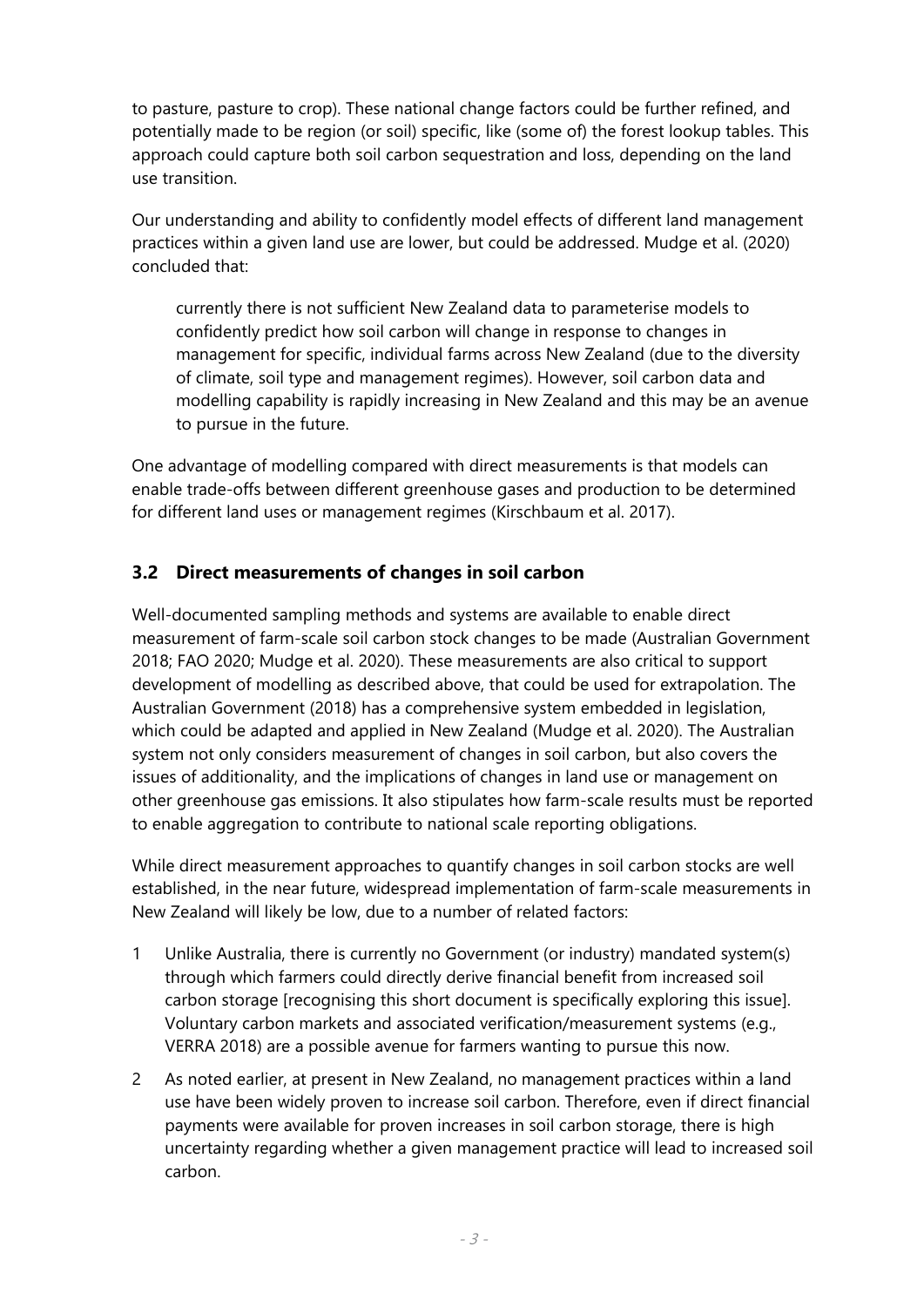to pasture, pasture to crop). These national change factors could be further refined, and potentially made to be region (or soil) specific, like (some of) the forest lookup tables. This approach could capture both soil carbon sequestration and loss, depending on the land use transition.

Our understanding and ability to confidently model effects of different land management practices within a given land use are lower, but could be addressed. Mudge et al. (2020) concluded that:

> currently there is not sufficient New Zealand data to parameterise models to confidently predict how soil carbon will change in response to changes in management for specific, individual farms across New Zealand (due to the diversity of climate, soil type and management regimes). However, soil carbon data and modelling capability is rapidly increasing in New Zealand and this may be an avenue to pursue in the future.

One advantage of modelling compared with direct measurements is that models can enable trade-offs between different greenhouse gases and production to be determined for different land uses or management regimes (Kirschbaum et al. 2017).

## 3.2 Direct measurements of changes in soil carbon

Well-documented sampling methods and systems are available to enable direct measurement of farm-scale soil carbon stock changes to be made (Australian Government 2018; FAO 2020; Mudge et al. 2020). These measurements are also critical to support development of modelling as described above, that could be used for extrapolation. The Australian Government (2018) has a comprehensive system embedded in legislation, which could be adapted and applied in New Zealand (Mudge et al. 2020). The Australian system not only considers measurement of changes in soil carbon, but also covers the issues of additionality, and the implications of changes in land use or management on other greenhouse gas emissions. It also stipulates how farm-scale results must be reported to enable aggregation to contribute to national scale reporting obligations.

While direct measurement approaches to quantify changes in soil carbon stocks are well established, in the near future, widespread implementation of farm-scale measurements in New Zealand will likely be low, due to a number of related factors:

1. Unlike Australia, there is currently no Government (or industry) mandated system(s) through which farmers could directly derive financial benefit from increased soil carbon storage [recognising this short document is specifically exploring this issue]. Voluntary carbon markets and associated verification/measurement systems (e.g., VERRA 2018) are a possible avenue for farmers wanting to pursue this now.
2. As noted earlier, at present in New Zealand, no management practices within a land use have been widely proven to increase soil carbon. Therefore, even if direct financial payments were available for proven increases in soil carbon storage, there is high uncertainty regarding whether a given management practice will lead to increased soil carbon.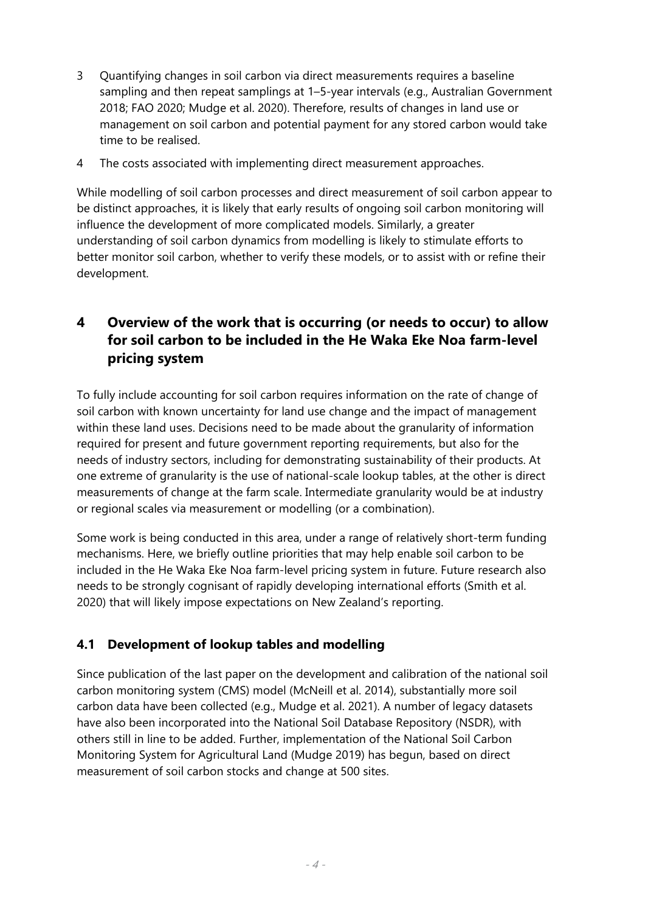3 Quantifying changes in soil carbon via direct measurements requires a baseline sampling and then repeat samplings at 1–5-year intervals (e.g., Australian Government 2018; FAO 2020; Mudge et al. 2020). Therefore, results of changes in land use or management on soil carbon and potential payment for any stored carbon would take time to be realised.

4 The costs associated with implementing direct measurement approaches.

While modelling of soil carbon processes and direct measurement of soil carbon appear to be distinct approaches, it is likely that early results of ongoing soil carbon monitoring will influence the development of more complicated models. Similarly, a greater understanding of soil carbon dynamics from modelling is likely to stimulate efforts to better monitor soil carbon, whether to verify these models, or to assist with or refine their development.

## 4 Overview of the work that is occurring (or needs to occur) to allow for soil carbon to be included in the He Waka Eke Noa farm-level pricing system

To fully include accounting for soil carbon requires information on the rate of change of soil carbon with known uncertainty for land use change and the impact of management within these land uses. Decisions need to be made about the granularity of information required for present and future government reporting requirements, but also for the needs of industry sectors, including for demonstrating sustainability of their products. At one extreme of granularity is the use of national-scale lookup tables, at the other is direct measurements of change at the farm scale. Intermediate granularity would be at industry or regional scales via measurement or modelling (or a combination).

Some work is being conducted in this area, under a range of relatively short-term funding mechanisms. Here, we briefly outline priorities that may help enable soil carbon to be included in the He Waka Eke Noa farm-level pricing system in future. Future research also needs to be strongly cognisant of rapidly developing international efforts (Smith et al. 2020) that will likely impose expectations on New Zealand's reporting.

### 4.1 Development of lookup tables and modelling

Since publication of the last paper on the development and calibration of the national soil carbon monitoring system (CMS) model (McNeill et al. 2014), substantially more soil carbon data have been collected (e.g., Mudge et al. 2021). A number of legacy datasets have also been incorporated into the National Soil Database Repository (NSDR), with others still in line to be added. Further, implementation of the National Soil Carbon Monitoring System for Agricultural Land (Mudge 2019) has begun, based on direct measurement of soil carbon stocks and change at 500 sites.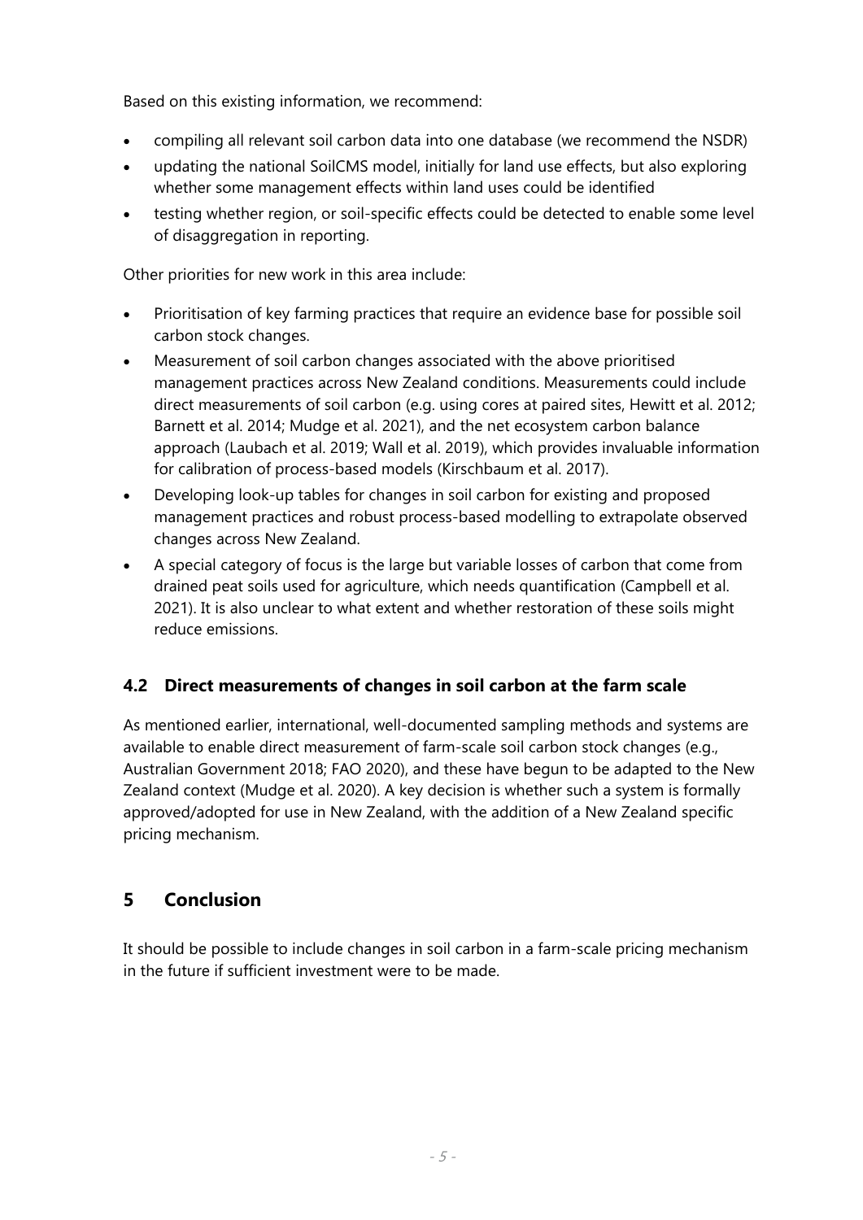Based on this existing information, we recommend:

- compiling all relevant soil carbon data into one database (we recommend the NSDR)
- updating the national SoilCMS model, initially for land use effects, but also exploring whether some management effects within land uses could be identified
- testing whether region, or soil-specific effects could be detected to enable some level of disaggregation in reporting.

Other priorities for new work in this area include:

- Prioritisation of key farming practices that require an evidence base for possible soil carbon stock changes.
- Measurement of soil carbon changes associated with the above prioritised management practices across New Zealand conditions. Measurements could include direct measurements of soil carbon (e.g. using cores at paired sites, Hewitt et al. 2012; Barnett et al. 2014; Mudge et al. 2021), and the net ecosystem carbon balance approach (Laubach et al. 2019; Wall et al. 2019), which provides invaluable information for calibration of process-based models (Kirschbaum et al. 2017).
- Developing look-up tables for changes in soil carbon for existing and proposed management practices and robust process-based modelling to extrapolate observed changes across New Zealand.
- A special category of focus is the large but variable losses of carbon that come from drained peat soils used for agriculture, which needs quantification (Campbell et al. 2021). It is also unclear to what extent and whether restoration of these soils might reduce emissions.

### 4.2 Direct measurements of changes in soil carbon at the farm scale

As mentioned earlier, international, well-documented sampling methods and systems are available to enable direct measurement of farm-scale soil carbon stock changes (e.g., Australian Government 2018; FAO 2020), and these have begun to be adapted to the New Zealand context (Mudge et al. 2020). A key decision is whether such a system is formally approved/adopted for use in New Zealand, with the addition of a New Zealand specific pricing mechanism.

## 5 Conclusion

It should be possible to include changes in soil carbon in a farm-scale pricing mechanism in the future if sufficient investment were to be made.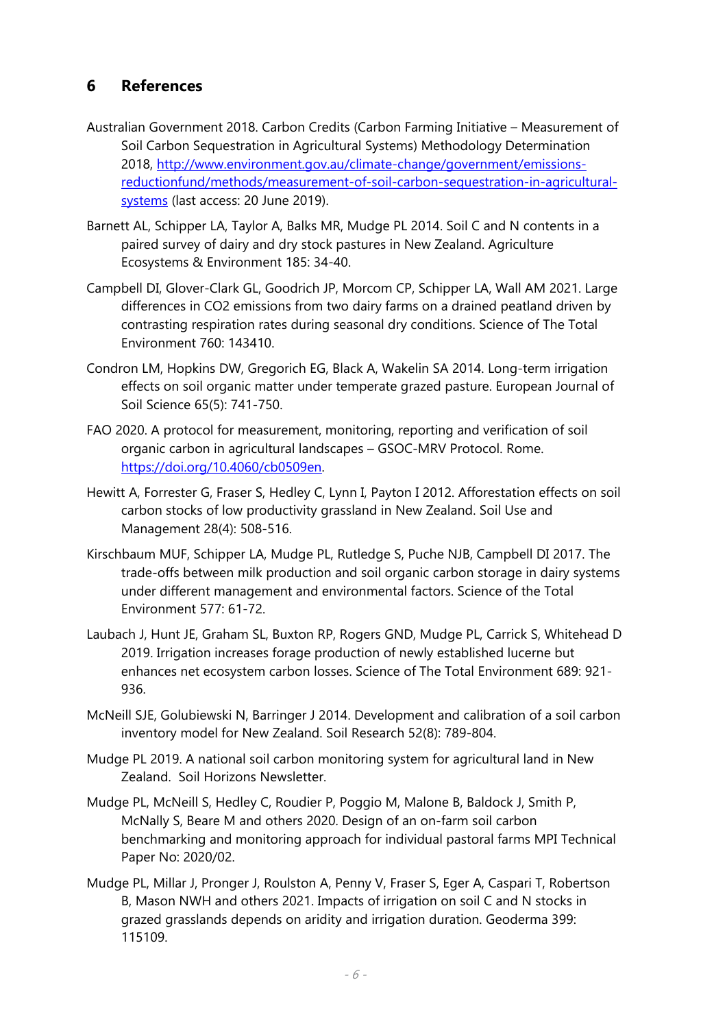## 6 References

Australian Government 2018. Carbon Credits (Carbon Farming Initiative – Measurement of Soil Carbon Sequestration in Agricultural Systems) Methodology Determination 2018, [http://www.environment.gov.au/climate-change/government/emissions-reductionfund/methods/measurement-of-soil-carbon-sequestration-in-agricultural-systems](http://www.environment.gov.au/climate-change/government/emissions-reductionfund/methods/measurement-of-soil-carbon-sequestration-in-agricultural-systems) (last access: 20 June 2019).

Barnett AL, Schipper LA, Taylor A, Balks MR, Mudge PL 2014. Soil C and N contents in a paired survey of dairy and dry stock pastures in New Zealand. Agriculture Ecosystems & Environment 185: 34-40.

Campbell DI, Glover-Clark GL, Goodrich JP, Morcom CP, Schipper LA, Wall AM 2021. Large differences in CO2 emissions from two dairy farms on a drained peatland driven by contrasting respiration rates during seasonal dry conditions. Science of The Total Environment 760: 143410.

Condron LM, Hopkins DW, Gregorich EG, Black A, Wakelin SA 2014. Long-term irrigation effects on soil organic matter under temperate grazed pasture. European Journal of Soil Science 65(5): 741-750.

FAO 2020. A protocol for measurement, monitoring, reporting and verification of soil organic carbon in agricultural landscapes – GSOC-MRV Protocol. Rome. [https://doi.org/10.4060/cb0509en](https://doi.org/10.4060/cb0509en).

Hewitt A, Forrester G, Fraser S, Hedley C, Lynn I, Payton I 2012. Afforestation effects on soil carbon stocks of low productivity grassland in New Zealand. Soil Use and Management 28(4): 508-516.

Kirschbaum MUF, Schipper LA, Mudge PL, Rutledge S, Puche NJB, Campbell DI 2017. The trade-offs between milk production and soil organic carbon storage in dairy systems under different management and environmental factors. Science of the Total Environment 577: 61-72.

Laubach J, Hunt JE, Graham SL, Buxton RP, Rogers GND, Mudge PL, Carrick S, Whitehead D 2019. Irrigation increases forage production of newly established lucerne but enhances net ecosystem carbon losses. Science of The Total Environment 689: 921-936.

McNeill SJE, Golubiewski N, Barringer J 2014. Development and calibration of a soil carbon inventory model for New Zealand. Soil Research 52(8): 789-804.

Mudge PL 2019. A national soil carbon monitoring system for agricultural land in New Zealand. Soil Horizons Newsletter.

Mudge PL, McNeill S, Hedley C, Roudier P, Poggio M, Malone B, Baldock J, Smith P, McNally S, Beare M and others 2020. Design of an on-farm soil carbon benchmarking and monitoring approach for individual pastoral farms MPI Technical Paper No: 2020/02.

Mudge PL, Millar J, Pronger J, Roulston A, Penny V, Fraser S, Eger A, Caspari T, Robertson B, Mason NWH and others 2021. Impacts of irrigation on soil C and N stocks in grazed grasslands depends on aridity and irrigation duration. Geoderma 399: 115109.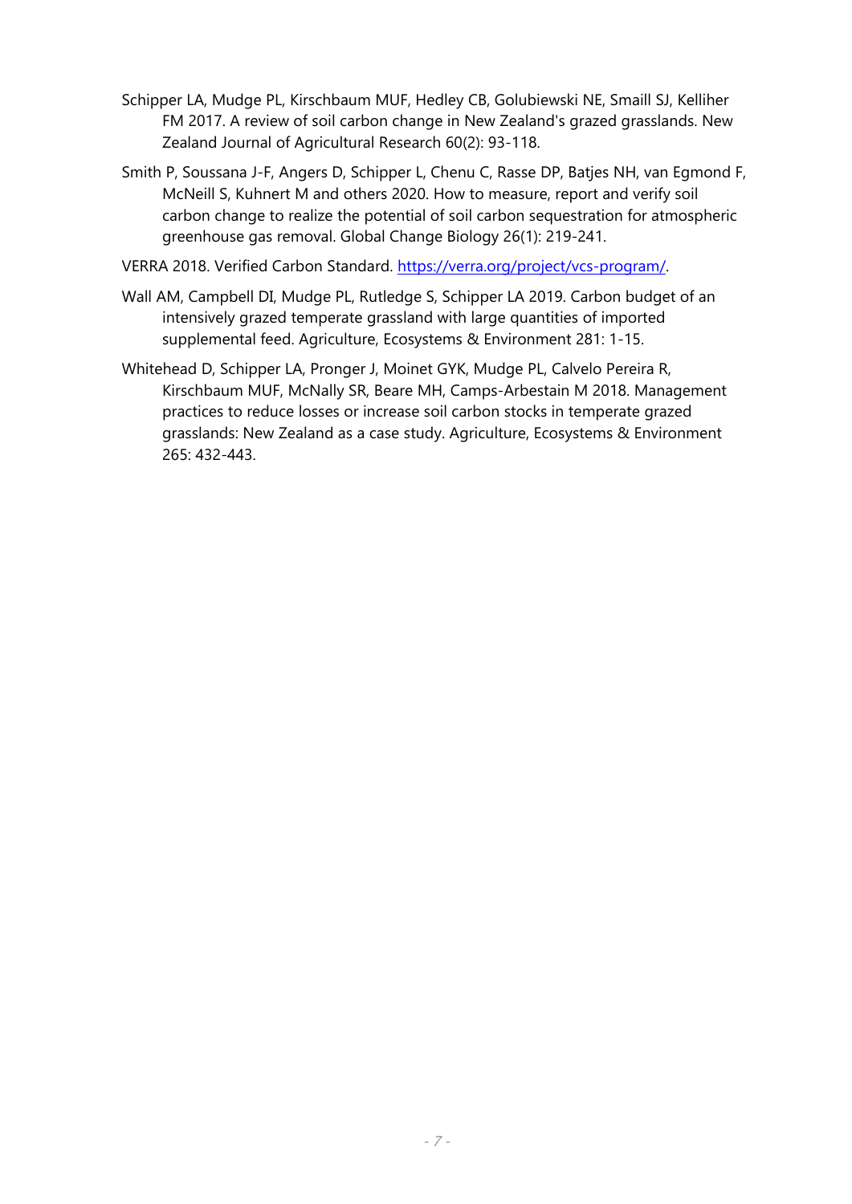Schipper LA, Mudge PL, Kirschbaum MUF, Hedley CB, Golubiewski NE, Smaill SJ, Kelliher FM 2017. A review of soil carbon change in New Zealand's grazed grasslands. New Zealand Journal of Agricultural Research 60(2): 93-118.

Smith P, Soussana J-F, Angers D, Schipper L, Chenu C, Rasse DP, Batjes NH, van Egmond F, McNeill S, Kuhnert M and others 2020. How to measure, report and verify soil carbon change to realize the potential of soil carbon sequestration for atmospheric greenhouse gas removal. Global Change Biology 26(1): 219-241.

VERRA 2018. Verified Carbon Standard. https://verra.org/project/vcs-program/.

Wall AM, Campbell DI, Mudge PL, Rutledge S, Schipper LA 2019. Carbon budget of an intensively grazed temperate grassland with large quantities of imported supplemental feed. Agriculture, Ecosystems & Environment 281: 1-15.

Whitehead D, Schipper LA, Pronger J, Moinet GYK, Mudge PL, Calvelo Pereira R, Kirschbaum MUF, McNally SR, Beare MH, Camps-Arbestain M 2018. Management practices to reduce losses or increase soil carbon stocks in temperate grazed grasslands: New Zealand as a case study. Agriculture, Ecosystems & Environment 265: 432-443.